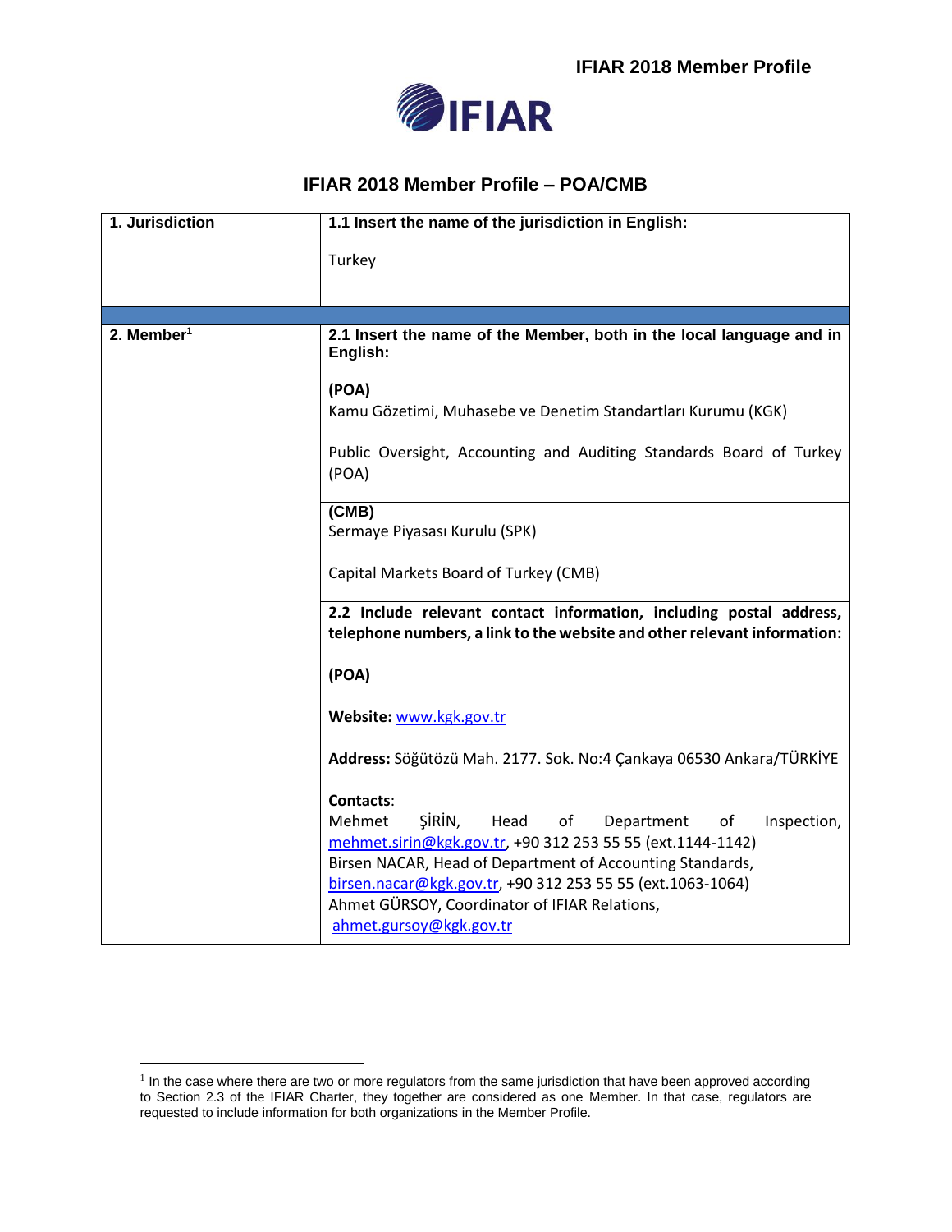# IFIAR 2018 Member Profile – POA/CMB

| 1. Jurisdiction | 1.1 Insert the name of the jurisdiction in English: |
|---|---|
| | Turkey |
| 2. Member[1] | **2.1 Insert the name of the Member, both in the local language and in English:** <br><br> **(POA)** <br> Kamu Gözetimi, Muhasebe ve Denetim Standartları Kurumu (KGK) <br><br> Public Oversight, Accounting and Auditing Standards Board of Turkey (POA) |
| | **(CMB)** <br> Sermaye Piyasası Kurulu (SPK) <br><br> Capital Markets Board of Turkey (CMB) |
| | **2.2 Include relevant contact information, including postal address, telephone numbers, a link to the website and other relevant information:** <br><br> **(POA)** <br><br> **Website:** www.kgk.gov.tr <br><br> **Address:** Söğütözü Mah. 2177. Sok. No:4 Çankaya 06530 Ankara/TÜRKİYE <br><br> **Contacts**: <br> Mehmet ŞİRİN, Head of Department of Inspection, mehmet.sirin@kgk.gov.tr, +90 312 253 55 55 (ext.1144-1142) <br> Birsen NACAR, Head of Department of Accounting Standards, birsen.nacar@kgk.gov.tr, +90 312 253 55 55 (ext.1063-1064) <br> Ahmet GÜRSOY, Coordinator of IFIAR Relations, ahmet.gursoy@kgk.gov.tr |

[1] In the case where there are two or more regulators from the same jurisdiction that have been approved according to Section 2.3 of the IFIAR Charter, they together are considered as one Member. In that case, regulators are requested to include information for both organizations in the Member Profile.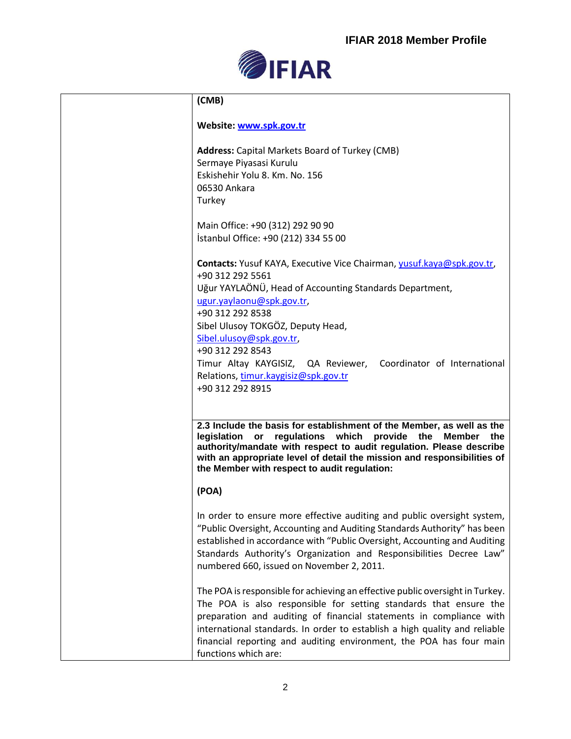| | **(CMB)**<br><br>**Website:** [www.spk.gov.tr](http://www.spk.gov.tr)<br><br>**Address:** Capital Markets Board of Turkey (CMB)<br>Sermaye Piyasasi Kurulu<br>Eskishehir Yolu 8. Km. No. 156<br>06530 Ankara<br>Turkey<br><br>Main Office: +90 (312) 292 90 90<br>İstanbul Office: +90 (212) 334 55 00<br><br>**Contacts:** Yusuf KAYA, Executive Vice Chairman, yusuf.kaya@spk.gov.tr, +90 312 292 5561<br>Uğur YAYLAÖNÜ, Head of Accounting Standards Department, ugur.yaylaonu@spk.gov.tr,<br>+90 312 292 8538<br>Sibel Ulusoy TOKGÖZ, Deputy Head,<br>Sibel.ulusoy@spk.gov.tr,<br>+90 312 292 8543<br>Timur Altay KAYGISIZ, QA Reviewer, Coordinator of International Relations, timur.kaygisiz@spk.gov.tr<br>+90 312 292 8915 |
|---|---|
| | **2.3 Include the basis for establishment of the Member, as well as the legislation or regulations which provide the Member the authority/mandate with respect to audit regulation. Please describe with an appropriate level of detail the mission and responsibilities of the Member with respect to audit regulation:**<br><br>**(POA)**<br><br>In order to ensure more effective auditing and public oversight system, "Public Oversight, Accounting and Auditing Standards Authority" has been established in accordance with "Public Oversight, Accounting and Auditing Standards Authority's Organization and Responsibilities Decree Law" numbered 660, issued on November 2, 2011.<br><br>The POA is responsible for achieving an effective public oversight in Turkey. The POA is also responsible for setting standards that ensure the preparation and auditing of financial statements in compliance with international standards. In order to establish a high quality and reliable financial reporting and auditing environment, the POA has four main functions which are: |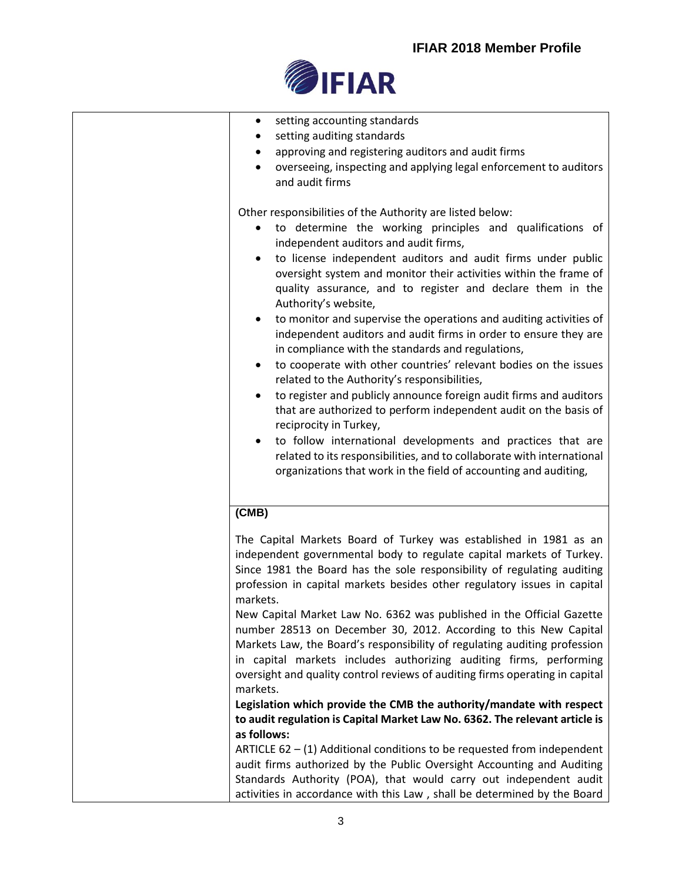| | |
|---|---|
| | • setting accounting standards<br>• setting auditing standards<br>• approving and registering auditors and audit firms<br>• overseeing, inspecting and applying legal enforcement to auditors and audit firms<br><br>Other responsibilities of the Authority are listed below:<br>• to determine the working principles and qualifications of independent auditors and audit firms,<br>• to license independent auditors and audit firms under public oversight system and monitor their activities within the frame of quality assurance, and to register and declare them in the Authority's website,<br>• to monitor and supervise the operations and auditing activities of independent auditors and audit firms in order to ensure they are in compliance with the standards and regulations,<br>• to cooperate with other countries' relevant bodies on the issues related to the Authority's responsibilities,<br>• to register and publicly announce foreign audit firms and auditors that are authorized to perform independent audit on the basis of reciprocity in Turkey,<br>• to follow international developments and practices that are related to its responsibilities, and to collaborate with international organizations that work in the field of accounting and auditing, |
| | **(CMB)**<br><br>The Capital Markets Board of Turkey was established in 1981 as an independent governmental body to regulate capital markets of Turkey. Since 1981 the Board has the sole responsibility of regulating auditing profession in capital markets besides other regulatory issues in capital markets.<br>New Capital Market Law No. 6362 was published in the Official Gazette number 28513 on December 30, 2012. According to this New Capital Markets Law, the Board's responsibility of regulating auditing profession in capital markets includes authorizing auditing firms, performing oversight and quality control reviews of auditing firms operating in capital markets.<br>**Legislation which provide the CMB the authority/mandate with respect to audit regulation is Capital Market Law No. 6362. The relevant article is as follows:**<br>ARTICLE 62 – (1) Additional conditions to be requested from independent audit firms authorized by the Public Oversight Accounting and Auditing Standards Authority (POA), that would carry out independent audit activities in accordance with this Law , shall be determined by the Board |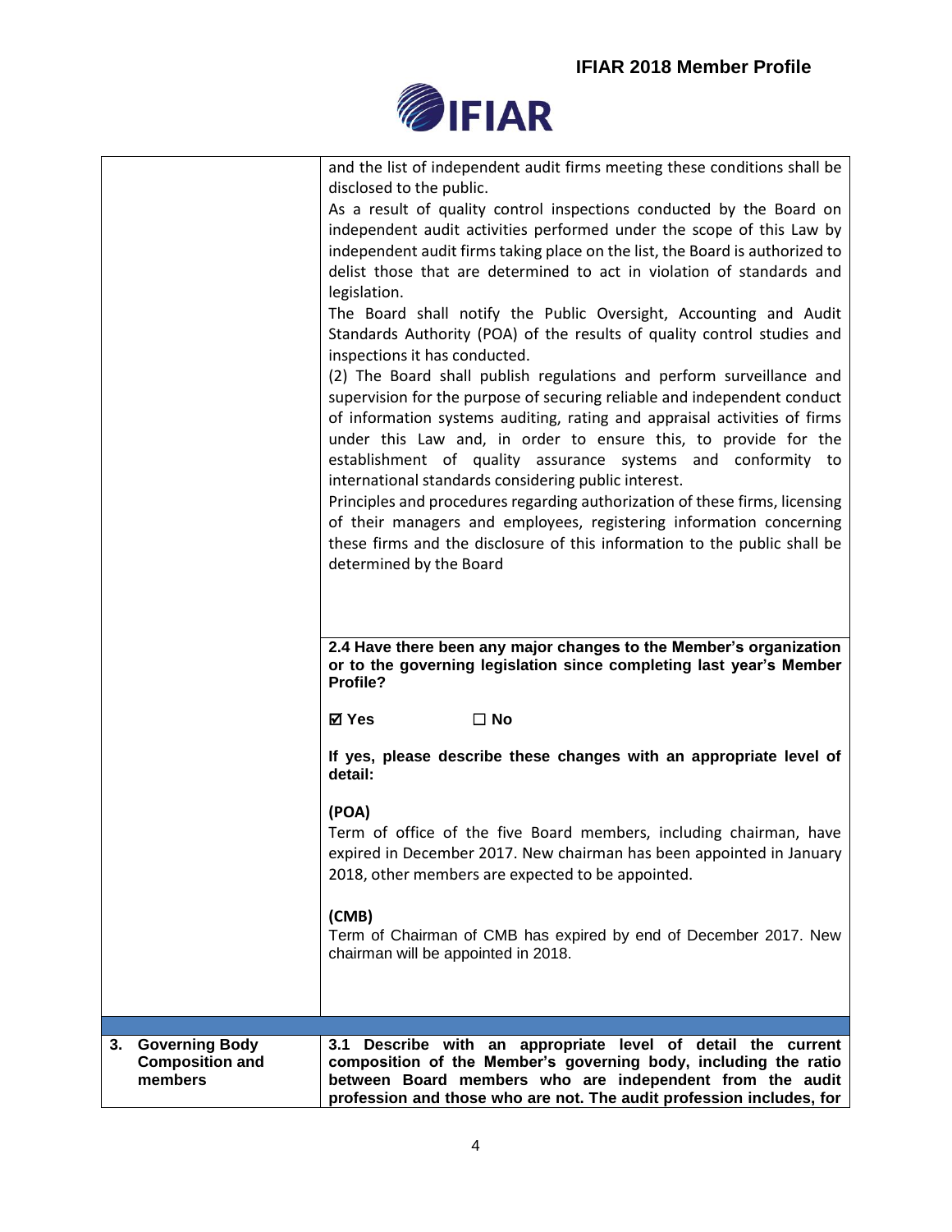| | |
|---|---|
| | and the list of independent audit firms meeting these conditions shall be disclosed to the public.<br>As a result of quality control inspections conducted by the Board on independent audit activities performed under the scope of this Law by independent audit firms taking place on the list, the Board is authorized to delist those that are determined to act in violation of standards and legislation.<br>The Board shall notify the Public Oversight, Accounting and Audit Standards Authority (POA) of the results of quality control studies and inspections it has conducted.<br>(2) The Board shall publish regulations and perform surveillance and supervision for the purpose of securing reliable and independent conduct of information systems auditing, rating and appraisal activities of firms under this Law and, in order to ensure this, to provide for the establishment of quality assurance systems and conformity to international standards considering public interest.<br>Principles and procedures regarding authorization of these firms, licensing of their managers and employees, registering information concerning these firms and the disclosure of this information to the public shall be determined by the Board |
| | **2.4 Have there been any major changes to the Member's organization or to the governing legislation since completing last year's Member Profile?**<br><br>**☑ Yes ☐ No**<br><br>**If yes, please describe these changes with an appropriate level of detail:**<br><br>**(POA)**<br>Term of office of the five Board members, including chairman, have expired in December 2017. New chairman has been appointed in January 2018, other members are expected to be appointed.<br><br>**(CMB)**<br>Term of Chairman of CMB has expired by end of December 2017. New chairman will be appointed in 2018. |
| **3. Governing Body Composition and members** | **3.1 Describe with an appropriate level of detail the current composition of the Member's governing body, including the ratio between Board members who are independent from the audit profession and those who are not. The audit profession includes, for** |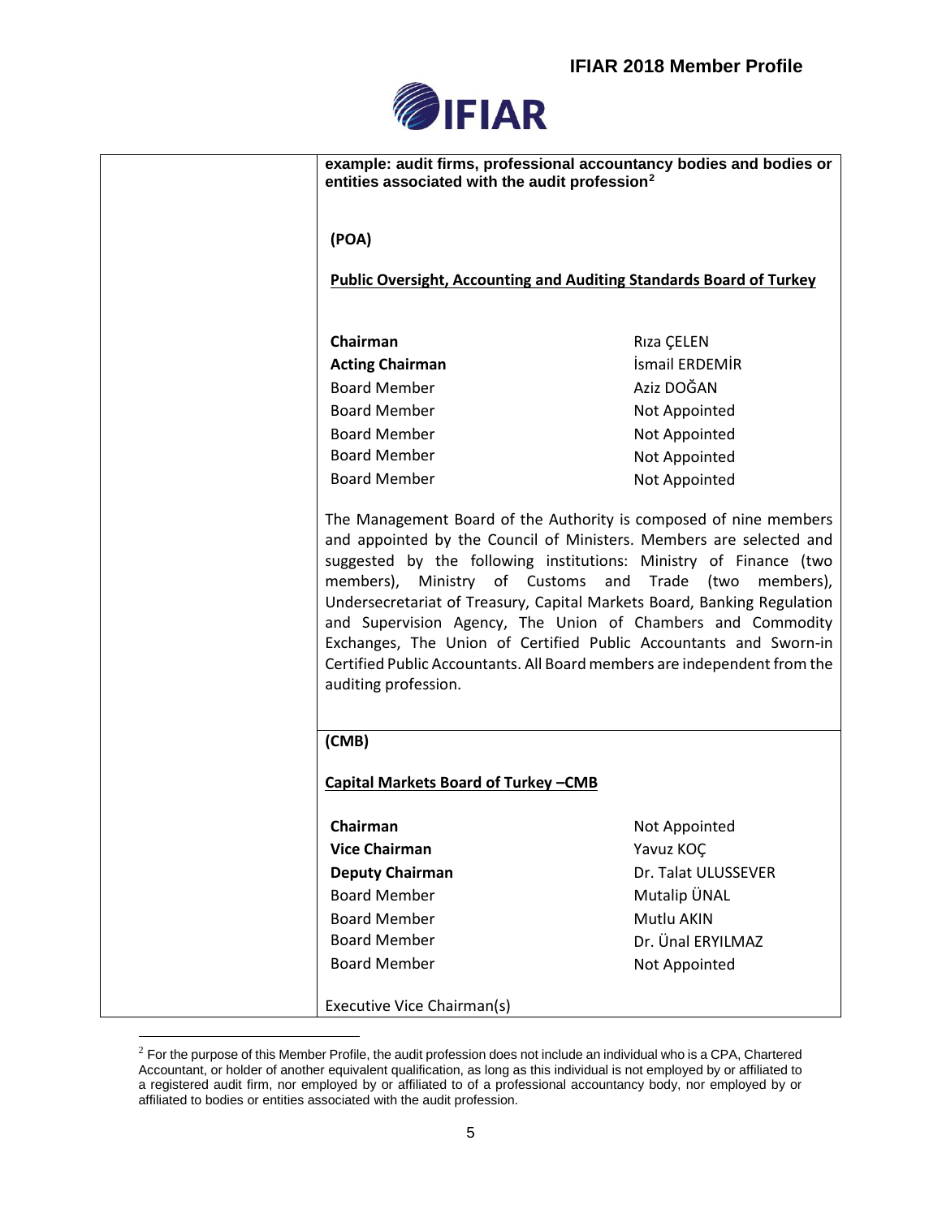**example: audit firms, professional accountancy bodies and bodies or entities associated with the audit profession**[2]

**(POA)**

**Public Oversight, Accounting and Auditing Standards Board of Turkey**

| | |
|---|---|
| **Chairman** | Rıza ÇELEN |
| **Acting Chairman** | İsmail ERDEMİR |
| Board Member | Aziz DOĞAN |
| Board Member | Not Appointed |
| Board Member | Not Appointed |
| Board Member | Not Appointed |
| Board Member | Not Appointed |

The Management Board of the Authority is composed of nine members and appointed by the Council of Ministers. Members are selected and suggested by the following institutions: Ministry of Finance (two members), Ministry of Customs and Trade (two members), Undersecretariat of Treasury, Capital Markets Board, Banking Regulation and Supervision Agency, The Union of Chambers and Commodity Exchanges, The Union of Certified Public Accountants and Sworn-in Certified Public Accountants. All Board members are independent from the auditing profession.

**(CMB)**

**Capital Markets Board of Turkey –CMB**

| | |
|---|---|
| **Chairman** | Not Appointed |
| **Vice Chairman** | Yavuz KOÇ |
| **Deputy Chairman** | Dr. Talat ULUSSEVER |
| Board Member | Mutalip ÜNAL |
| Board Member | Mutlu AKIN |
| Board Member | Dr. Ünal ERYILMAZ |
| Board Member | Not Appointed |

Executive Vice Chairman(s)

[2] For the purpose of this Member Profile, the audit profession does not include an individual who is a CPA, Chartered Accountant, or holder of another equivalent qualification, as long as this individual is not employed by or affiliated to a registered audit firm, nor employed by or affiliated to of a professional accountancy body, nor employed by or affiliated to bodies or entities associated with the audit profession.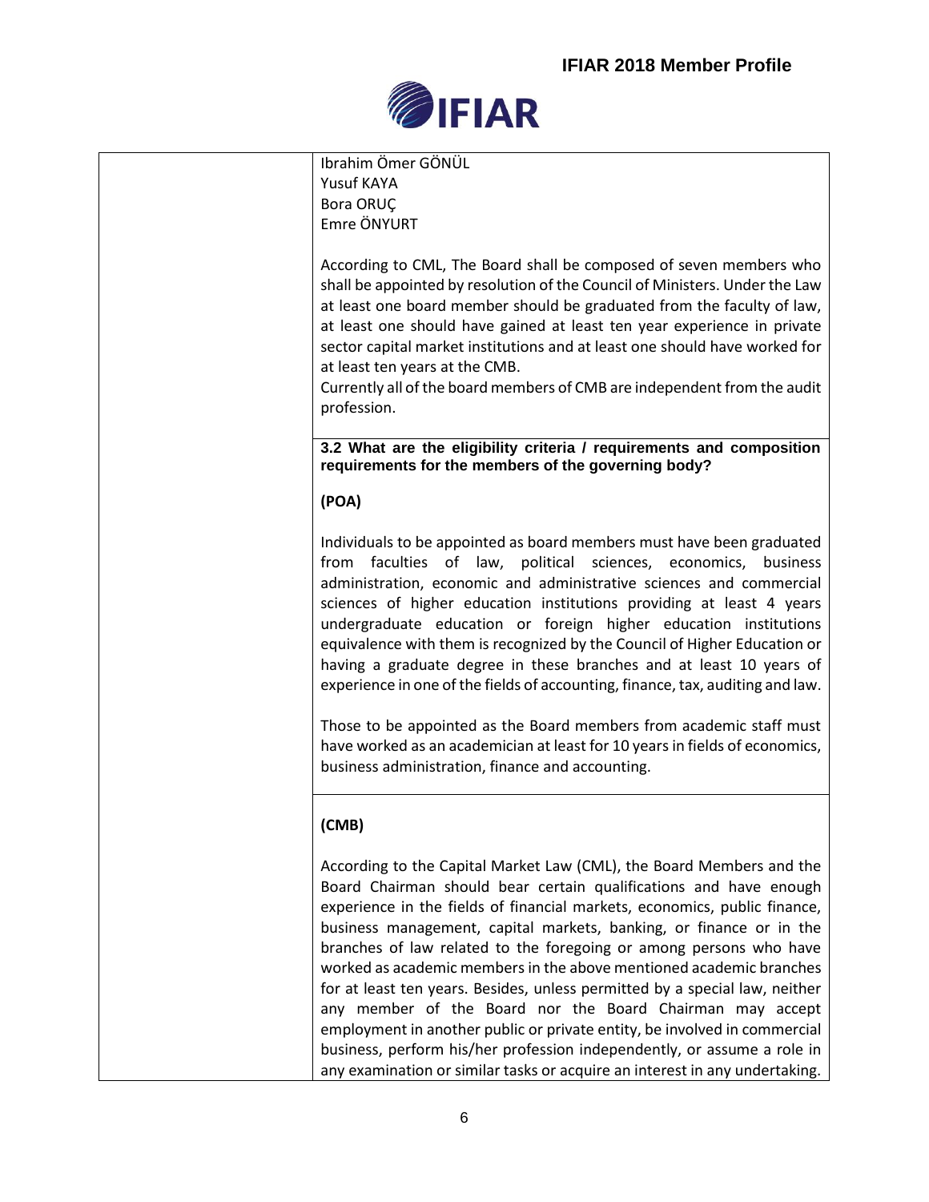| | |
|---|---|
| | Ibrahim Ömer GÖNÜL<br>Yusuf KAYA<br>Bora ORUÇ<br>Emre ÖNYURT<br><br>According to CML, The Board shall be composed of seven members who shall be appointed by resolution of the Council of Ministers. Under the Law at least one board member should be graduated from the faculty of law, at least one should have gained at least ten year experience in private sector capital market institutions and at least one should have worked for at least ten years at the CMB.<br>Currently all of the board members of CMB are independent from the audit profession. |
| | **3.2 What are the eligibility criteria / requirements and composition requirements for the members of the governing body?**<br><br>**(POA)**<br><br>Individuals to be appointed as board members must have been graduated from faculties of law, political sciences, economics, business administration, economic and administrative sciences and commercial sciences of higher education institutions providing at least 4 years undergraduate education or foreign higher education institutions equivalence with them is recognized by the Council of Higher Education or having a graduate degree in these branches and at least 10 years of experience in one of the fields of accounting, finance, tax, auditing and law.<br><br>Those to be appointed as the Board members from academic staff must have worked as an academician at least for 10 years in fields of economics, business administration, finance and accounting. |
| | **(CMB)**<br><br>According to the Capital Market Law (CML), the Board Members and the Board Chairman should bear certain qualifications and have enough experience in the fields of financial markets, economics, public finance, business management, capital markets, banking, or finance or in the branches of law related to the foregoing or among persons who have worked as academic members in the above mentioned academic branches for at least ten years. Besides, unless permitted by a special law, neither any member of the Board nor the Board Chairman may accept employment in another public or private entity, be involved in commercial business, perform his/her profession independently, or assume a role in any examination or similar tasks or acquire an interest in any undertaking. |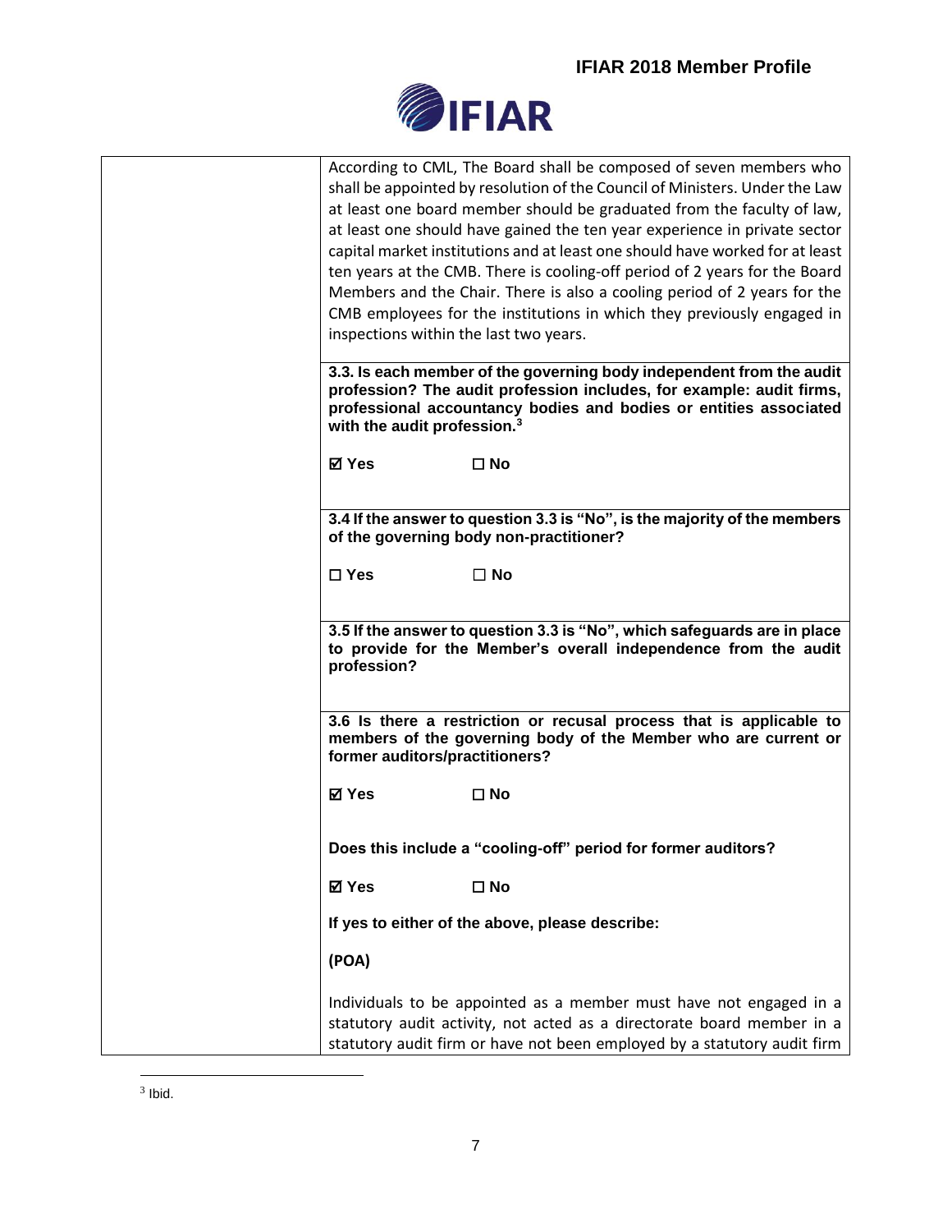| | |
|---|---|
| | According to CML, The Board shall be composed of seven members who shall be appointed by resolution of the Council of Ministers. Under the Law at least one board member should be graduated from the faculty of law, at least one should have gained the ten year experience in private sector capital market institutions and at least one should have worked for at least ten years at the CMB. There is cooling-off period of 2 years for the Board Members and the Chair. There is also a cooling period of 2 years for the CMB employees for the institutions in which they previously engaged in inspections within the last two years. |
| | **3.3. Is each member of the governing body independent from the audit profession? The audit profession includes, for example: audit firms, professional accountancy bodies and bodies or entities associated with the audit profession.[3]**<br><br>☑ **Yes** ☐ **No** |
| | **3.4 If the answer to question 3.3 is "No", is the majority of the members of the governing body non-practitioner?**<br><br>☐ **Yes** ☐ **No** |
| | **3.5 If the answer to question 3.3 is "No", which safeguards are in place to provide for the Member's overall independence from the audit profession?** |
| | **3.6 Is there a restriction or recusal process that is applicable to members of the governing body of the Member who are current or former auditors/practitioners?**<br><br>☑ **Yes** ☐ **No**<br><br>**Does this include a "cooling-off" period for former auditors?**<br><br>☑ **Yes** ☐ **No**<br><br>**If yes to either of the above, please describe:**<br><br>**(POA)**<br><br>Individuals to be appointed as a member must have not engaged in a statutory audit activity, not acted as a directorate board member in a statutory audit firm or have not been employed by a statutory audit firm |

[3] Ibid.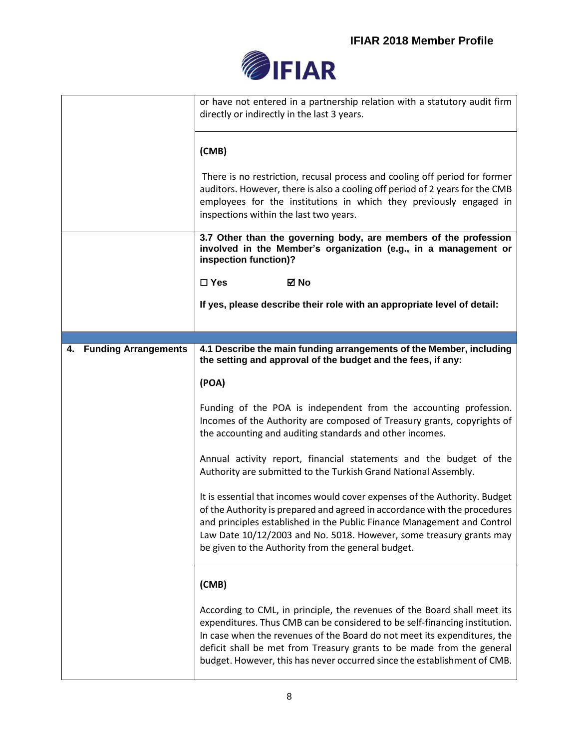| | |
|---|---|
| | or have not entered in a partnership relation with a statutory audit firm directly or indirectly in the last 3 years. |
| | **(CMB)**<br><br>There is no restriction, recusal process and cooling off period for former auditors. However, there is also a cooling off period of 2 years for the CMB employees for the institutions in which they previously engaged in inspections within the last two years. |
| | **3.7 Other than the governing body, are members of the profession involved in the Member's organization (e.g., in a management or inspection function)?**<br><br>☐ **Yes** ☑ **No**<br><br>**If yes, please describe their role with an appropriate level of detail:** |
| | |
| **4. Funding Arrangements** | **4.1 Describe the main funding arrangements of the Member, including the setting and approval of the budget and the fees, if any:**<br><br>**(POA)**<br><br>Funding of the POA is independent from the accounting profession. Incomes of the Authority are composed of Treasury grants, copyrights of the accounting and auditing standards and other incomes.<br><br>Annual activity report, financial statements and the budget of the Authority are submitted to the Turkish Grand National Assembly.<br><br>It is essential that incomes would cover expenses of the Authority. Budget of the Authority is prepared and agreed in accordance with the procedures and principles established in the Public Finance Management and Control Law Date 10/12/2003 and No. 5018. However, some treasury grants may be given to the Authority from the general budget. |
| | **(CMB)**<br><br>According to CML, in principle, the revenues of the Board shall meet its expenditures. Thus CMB can be considered to be self-financing institution. In case when the revenues of the Board do not meet its expenditures, the deficit shall be met from Treasury grants to be made from the general budget. However, this has never occurred since the establishment of CMB. |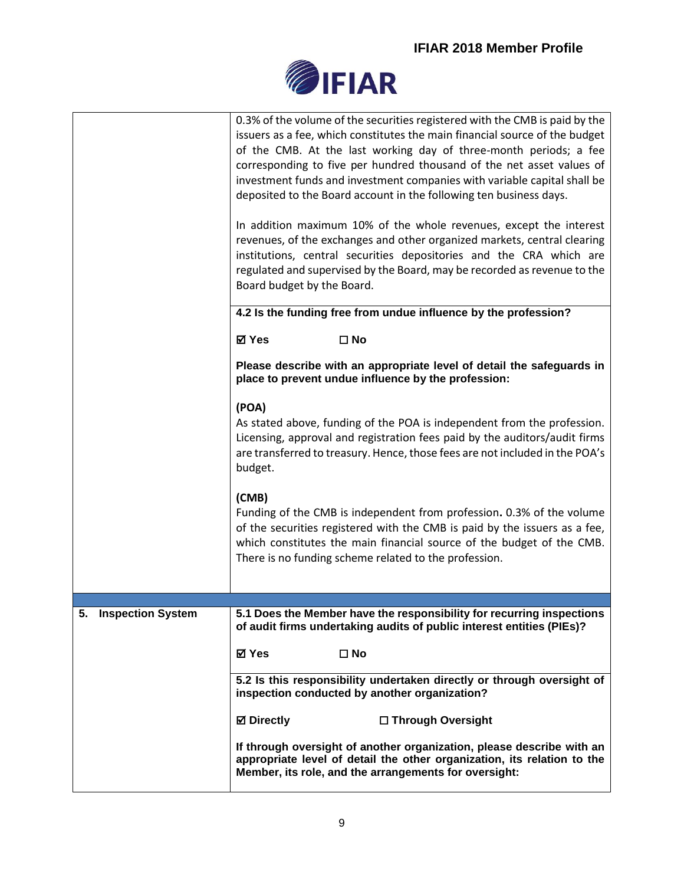| | |
|---|---|
| | 0.3% of the volume of the securities registered with the CMB is paid by the issuers as a fee, which constitutes the main financial source of the budget of the CMB. At the last working day of three-month periods; a fee corresponding to five per hundred thousand of the net asset values of investment funds and investment companies with variable capital shall be deposited to the Board account in the following ten business days.<br><br>In addition maximum 10% of the whole revenues, except the interest revenues, of the exchanges and other organized markets, central clearing institutions, central securities depositories and the CRA which are regulated and supervised by the Board, may be recorded as revenue to the Board budget by the Board. |
| | **4.2 Is the funding free from undue influence by the profession?**<br><br>**☑ Yes ☐ No**<br><br>**Please describe with an appropriate level of detail the safeguards in place to prevent undue influence by the profession:**<br><br>**(POA)**<br>As stated above, funding of the POA is independent from the profession. Licensing, approval and registration fees paid by the auditors/audit firms are transferred to treasury. Hence, those fees are not included in the POA's budget.<br><br>**(CMB)**<br>Funding of the CMB is independent from profession**.** 0.3% of the volume of the securities registered with the CMB is paid by the issuers as a fee, which constitutes the main financial source of the budget of the CMB. There is no funding scheme related to the profession. |
| | |
| **5. Inspection System** | **5.1 Does the Member have the responsibility for recurring inspections of audit firms undertaking audits of public interest entities (PIEs)?**<br><br>**☑ Yes ☐ No** |
| | **5.2 Is this responsibility undertaken directly or through oversight of inspection conducted by another organization?**<br><br>**☑ Directly ☐ Through Oversight**<br><br>**If through oversight of another organization, please describe with an appropriate level of detail the other organization, its relation to the Member, its role, and the arrangements for oversight:** |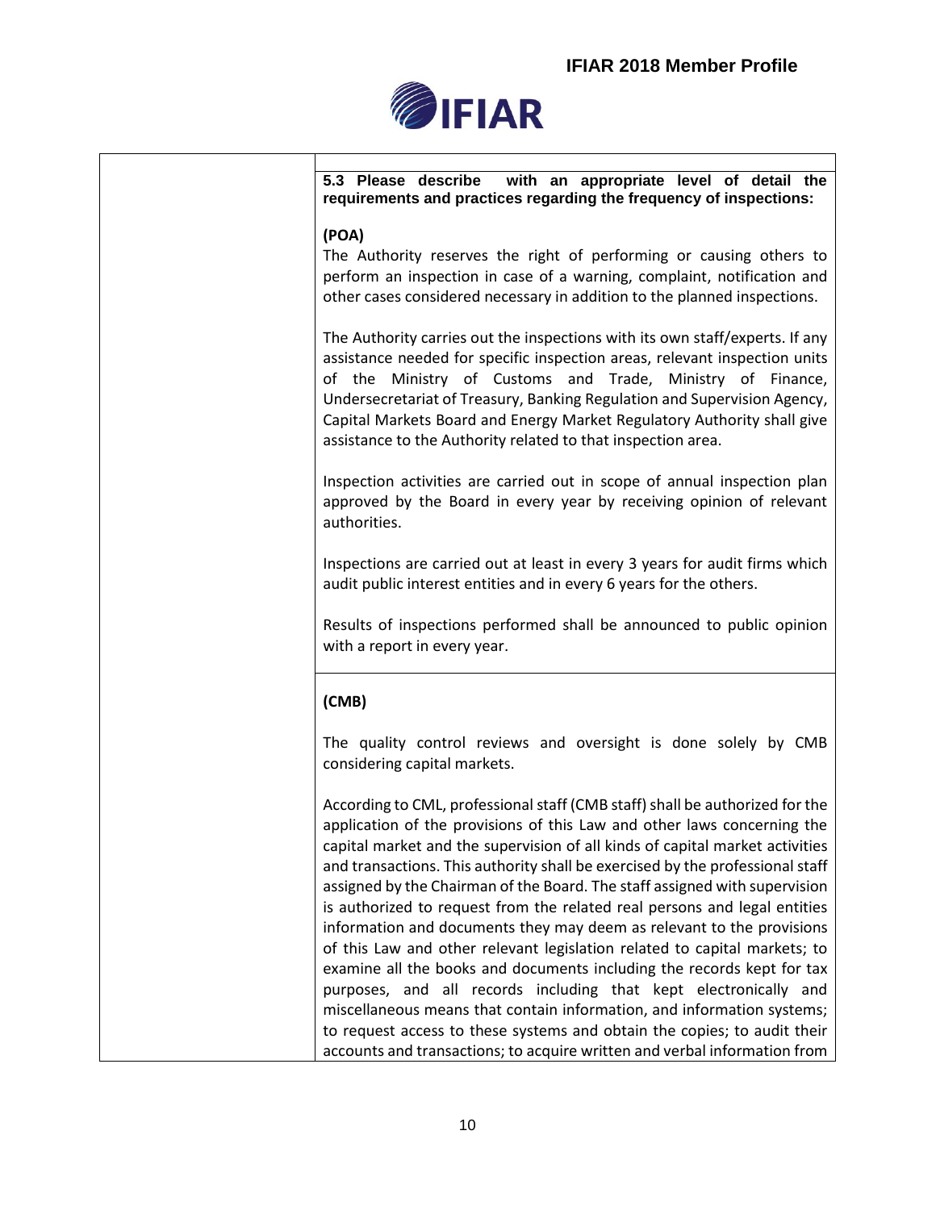**5.3 Please describe with an appropriate level of detail the requirements and practices regarding the frequency of inspections:**

**(POA)**

The Authority reserves the right of performing or causing others to perform an inspection in case of a warning, complaint, notification and other cases considered necessary in addition to the planned inspections.

The Authority carries out the inspections with its own staff/experts. If any assistance needed for specific inspection areas, relevant inspection units of the Ministry of Customs and Trade, Ministry of Finance, Undersecretariat of Treasury, Banking Regulation and Supervision Agency, Capital Markets Board and Energy Market Regulatory Authority shall give assistance to the Authority related to that inspection area.

Inspection activities are carried out in scope of annual inspection plan approved by the Board in every year by receiving opinion of relevant authorities.

Inspections are carried out at least in every 3 years for audit firms which audit public interest entities and in every 6 years for the others.

Results of inspections performed shall be announced to public opinion with a report in every year.

**(CMB)**

The quality control reviews and oversight is done solely by CMB considering capital markets.

According to CML, professional staff (CMB staff) shall be authorized for the application of the provisions of this Law and other laws concerning the capital market and the supervision of all kinds of capital market activities and transactions. This authority shall be exercised by the professional staff assigned by the Chairman of the Board. The staff assigned with supervision is authorized to request from the related real persons and legal entities information and documents they may deem as relevant to the provisions of this Law and other relevant legislation related to capital markets; to examine all the books and documents including the records kept for tax purposes, and all records including that kept electronically and miscellaneous means that contain information, and information systems; to request access to these systems and obtain the copies; to audit their accounts and transactions; to acquire written and verbal information from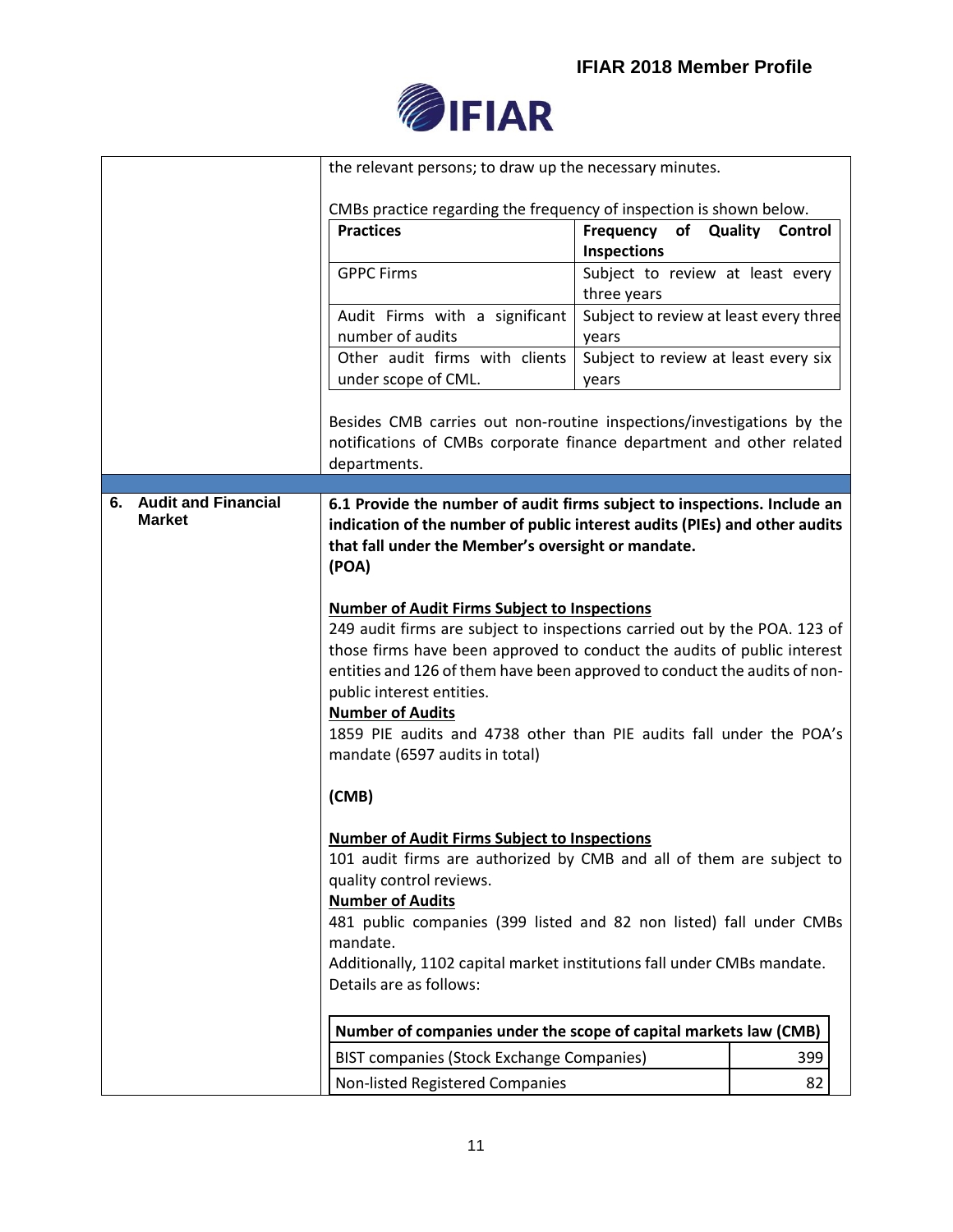the relevant persons; to draw up the necessary minutes.

CMBs practice regarding the frequency of inspection is shown below.

| Practices | Frequency of Quality Control Inspections |
|---|---|
| GPPC Firms | Subject to review at least every three years |
| Audit Firms with a significant number of audits | Subject to review at least every three years |
| Other audit firms with clients under scope of CML. | Subject to review at least every six years |

Besides CMB carries out non-routine inspections/investigations by the notifications of CMBs corporate finance department and other related departments.

## 6. Audit and Financial Market

**6.1 Provide the number of audit firms subject to inspections. Include an indication of the number of public interest audits (PIEs) and other audits that fall under the Member's oversight or mandate.**
**(POA)**

**Number of Audit Firms Subject to Inspections**

249 audit firms are subject to inspections carried out by the POA. 123 of those firms have been approved to conduct the audits of public interest entities and 126 of them have been approved to conduct the audits of non-public interest entities.

**Number of Audits**

1859 PIE audits and 4738 other than PIE audits fall under the POA's mandate (6597 audits in total)

**(CMB)**

**Number of Audit Firms Subject to Inspections**

101 audit firms are authorized by CMB and all of them are subject to quality control reviews.

**Number of Audits**

481 public companies (399 listed and 82 non listed) fall under CMBs mandate.

Additionally, 1102 capital market institutions fall under CMBs mandate. Details are as follows:

| Number of companies under the scope of capital markets law (CMB) | |
|---|---|
| BIST companies (Stock Exchange Companies) | 399 |
| Non-listed Registered Companies | 82 |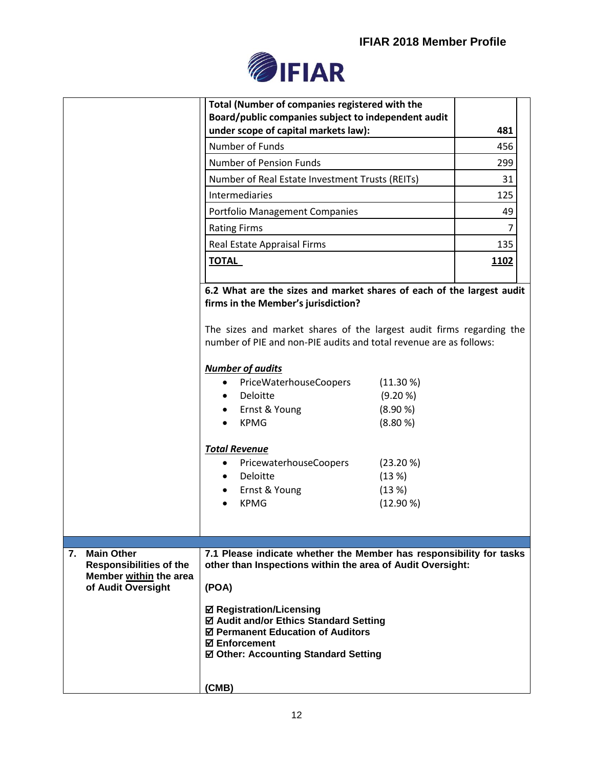| Total (Number of companies registered with the Board/public companies subject to independent audit under scope of capital markets law): | 481 |
|---|---|
| Number of Funds | 456 |
| Number of Pension Funds | 299 |
| Number of Real Estate Investment Trusts (REITs) | 31 |
| Intermediaries | 125 |
| Portfolio Management Companies | 49 |
| Rating Firms | 7 |
| Real Estate Appraisal Firms | 135 |
| **TOTAL** | **1102** |

**6.2 What are the sizes and market shares of each of the largest audit firms in the Member's jurisdiction?**

The sizes and market shares of the largest audit firms regarding the number of PIE and non-PIE audits and total revenue are as follows:

***Number of audits***

- PriceWaterhouseCoopers (11.30 %)
- Deloitte (9.20 %)
- Ernst & Young (8.90 %)
- KPMG (8.80 %)

***Total Revenue***

- PricewaterhouseCoopers (23.20 %)
- Deloitte (13 %)
- Ernst & Young (13 %)
- KPMG (12.90 %)

---

**7. Main Other Responsibilities of the Member within the area of Audit Oversight**

**7.1 Please indicate whether the Member has responsibility for tasks other than Inspections within the area of Audit Oversight:**

**(POA)**

**☑ Registration/Licensing**
**☑ Audit and/or Ethics Standard Setting**
**☑ Permanent Education of Auditors**
**☑ Enforcement**
**☑ Other: Accounting Standard Setting**

**(CMB)**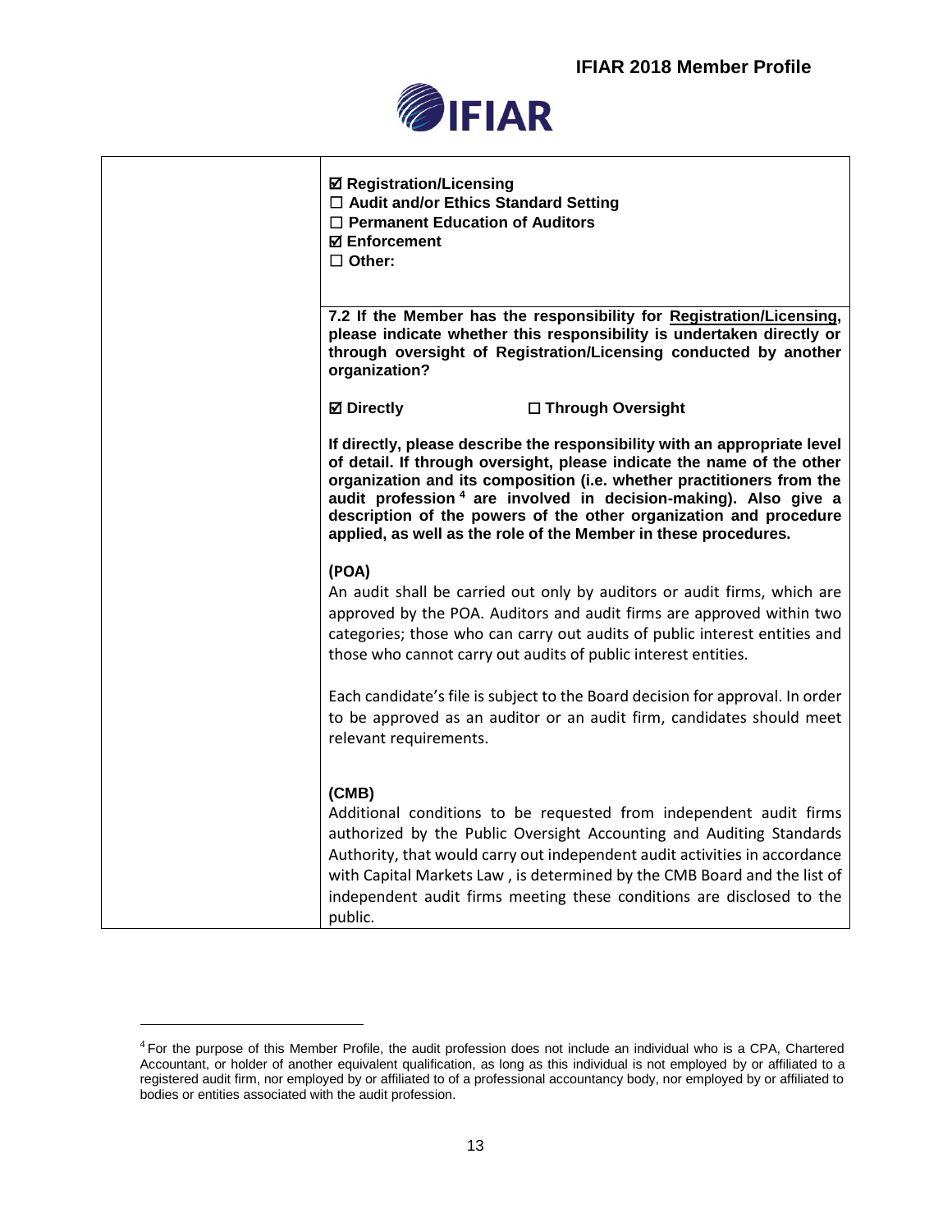☑ **Registration/Licensing**
☐ **Audit and/or Ethics Standard Setting**
☐ **Permanent Education of Auditors**
☑ **Enforcement**
☐ **Other:**

**7.2 If the Member has the responsibility for Registration/Licensing, please indicate whether this responsibility is undertaken directly or through oversight of Registration/Licensing conducted by another organization?**

☑ **Directly** ☐ **Through Oversight**

**If directly, please describe the responsibility with an appropriate level of detail. If through oversight, please indicate the name of the other organization and its composition (i.e. whether practitioners from the audit profession [4] are involved in decision-making). Also give a description of the powers of the other organization and procedure applied, as well as the role of the Member in these procedures.**

**(POA)**

An audit shall be carried out only by auditors or audit firms, which are approved by the POA. Auditors and audit firms are approved within two categories; those who can carry out audits of public interest entities and those who cannot carry out audits of public interest entities.

Each candidate's file is subject to the Board decision for approval. In order to be approved as an auditor or an audit firm, candidates should meet relevant requirements.

**(CMB)**

Additional conditions to be requested from independent audit firms authorized by the Public Oversight Accounting and Auditing Standards Authority, that would carry out independent audit activities in accordance with Capital Markets Law , is determined by the CMB Board and the list of independent audit firms meeting these conditions are disclosed to the public.

---

[4] For the purpose of this Member Profile, the audit profession does not include an individual who is a CPA, Chartered Accountant, or holder of another equivalent qualification, as long as this individual is not employed by or affiliated to a registered audit firm, nor employed by or affiliated to of a professional accountancy body, nor employed by or affiliated to bodies or entities associated with the audit profession.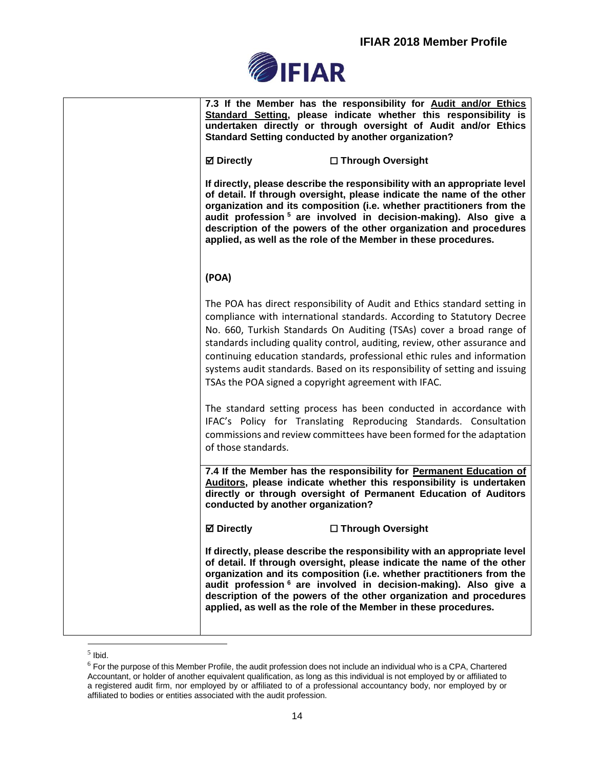**7.3 If the Member has the responsibility for Audit and/or Ethics Standard Setting, please indicate whether this responsibility is undertaken directly or through oversight of Audit and/or Ethics Standard Setting conducted by another organization?**

**☑ Directly** **☐ Through Oversight**

**If directly, please describe the responsibility with an appropriate level of detail. If through oversight, please indicate the name of the other organization and its composition (i.e. whether practitioners from the audit profession [5] are involved in decision-making). Also give a description of the powers of the other organization and procedures applied, as well as the role of the Member in these procedures.**

**(POA)**

The POA has direct responsibility of Audit and Ethics standard setting in compliance with international standards. According to Statutory Decree No. 660, Turkish Standards On Auditing (TSAs) cover a broad range of standards including quality control, auditing, review, other assurance and continuing education standards, professional ethic rules and information systems audit standards. Based on its responsibility of setting and issuing TSAs the POA signed a copyright agreement with IFAC.

The standard setting process has been conducted in accordance with IFAC's Policy for Translating Reproducing Standards. Consultation commissions and review committees have been formed for the adaptation of those standards.

**7.4 If the Member has the responsibility for Permanent Education of Auditors, please indicate whether this responsibility is undertaken directly or through oversight of Permanent Education of Auditors conducted by another organization?**

**☑ Directly** **☐ Through Oversight**

**If directly, please describe the responsibility with an appropriate level of detail. If through oversight, please indicate the name of the other organization and its composition (i.e. whether practitioners from the audit profession [6] are involved in decision-making). Also give a description of the powers of the other organization and procedures applied, as well as the role of the Member in these procedures.**

[5] Ibid.

[6] For the purpose of this Member Profile, the audit profession does not include an individual who is a CPA, Chartered Accountant, or holder of another equivalent qualification, as long as this individual is not employed by or affiliated to a registered audit firm, nor employed by or affiliated to of a professional accountancy body, nor employed by or affiliated to bodies or entities associated with the audit profession.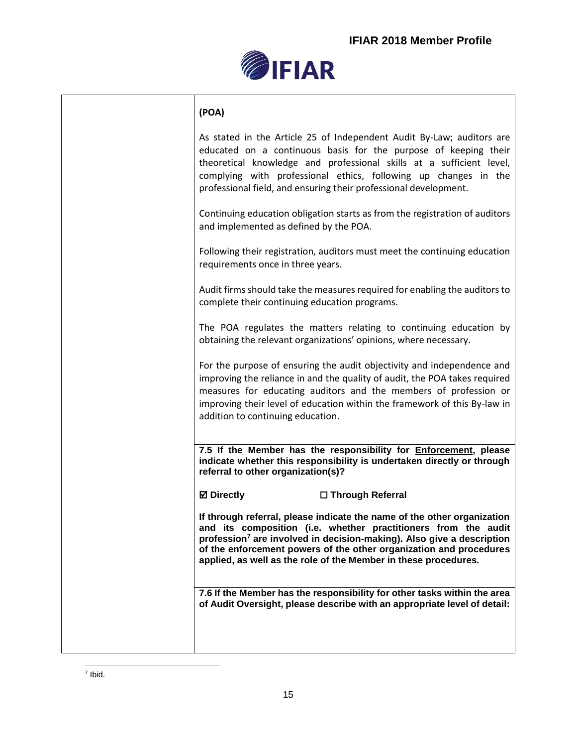**(POA)**

As stated in the Article 25 of Independent Audit By-Law; auditors are educated on a continuous basis for the purpose of keeping their theoretical knowledge and professional skills at a sufficient level, complying with professional ethics, following up changes in the professional field, and ensuring their professional development.

Continuing education obligation starts as from the registration of auditors and implemented as defined by the POA.

Following their registration, auditors must meet the continuing education requirements once in three years.

Audit firms should take the measures required for enabling the auditors to complete their continuing education programs.

The POA regulates the matters relating to continuing education by obtaining the relevant organizations' opinions, where necessary.

For the purpose of ensuring the audit objectivity and independence and improving the reliance in and the quality of audit, the POA takes required measures for educating auditors and the members of profession or improving their level of education within the framework of this By-law in addition to continuing education.

**7.5 If the Member has the responsibility for Enforcement, please indicate whether this responsibility is undertaken directly or through referral to other organization(s)?**

**☑ Directly** **☐ Through Referral**

**If through referral, please indicate the name of the other organization and its composition (i.e. whether practitioners from the audit profession[7] are involved in decision-making). Also give a description of the enforcement powers of the other organization and procedures applied, as well as the role of the Member in these procedures.**

**7.6 If the Member has the responsibility for other tasks within the area of Audit Oversight, please describe with an appropriate level of detail:**

[7] Ibid.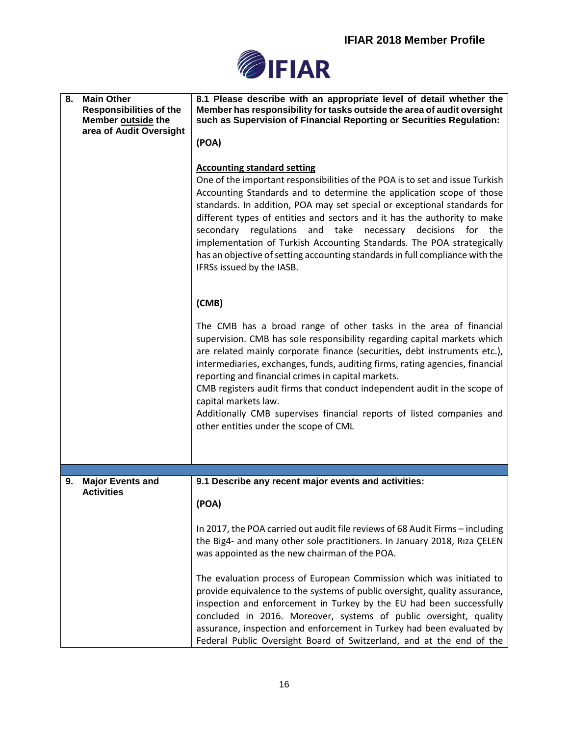| 8. Main Other Responsibilities of the Member <u>outside</u> the area of Audit Oversight | **8.1 Please describe with an appropriate level of detail whether the Member has responsibility for tasks outside the area of audit oversight such as Supervision of Financial Reporting or Securities Regulation:**<br><br>**(POA)**<br><br>**<u>Accounting standard setting</u>**<br>One of the important responsibilities of the POA is to set and issue Turkish Accounting Standards and to determine the application scope of those standards. In addition, POA may set special or exceptional standards for different types of entities and sectors and it has the authority to make secondary regulations and take necessary decisions for the implementation of Turkish Accounting Standards. The POA strategically has an objective of setting accounting standards in full compliance with the IFRSs issued by the IASB.<br><br>**(CMB)**<br><br>The CMB has a broad range of other tasks in the area of financial supervision. CMB has sole responsibility regarding capital markets which are related mainly corporate finance (securities, debt instruments etc.), intermediaries, exchanges, funds, auditing firms, rating agencies, financial reporting and financial crimes in capital markets.<br>CMB registers audit firms that conduct independent audit in the scope of capital markets law.<br>Additionally CMB supervises financial reports of listed companies and other entities under the scope of CML |
|---|---|
| 9. Major Events and Activities | **9.1 Describe any recent major events and activities:**<br><br>**(POA)**<br><br>In 2017, the POA carried out audit file reviews of 68 Audit Firms – including the Big4- and many other sole practitioners. In January 2018, Rıza ÇELEN was appointed as the new chairman of the POA.<br><br>The evaluation process of European Commission which was initiated to provide equivalence to the systems of public oversight, quality assurance, inspection and enforcement in Turkey by the EU had been successfully concluded in 2016. Moreover, systems of public oversight, quality assurance, inspection and enforcement in Turkey had been evaluated by Federal Public Oversight Board of Switzerland, and at the end of the |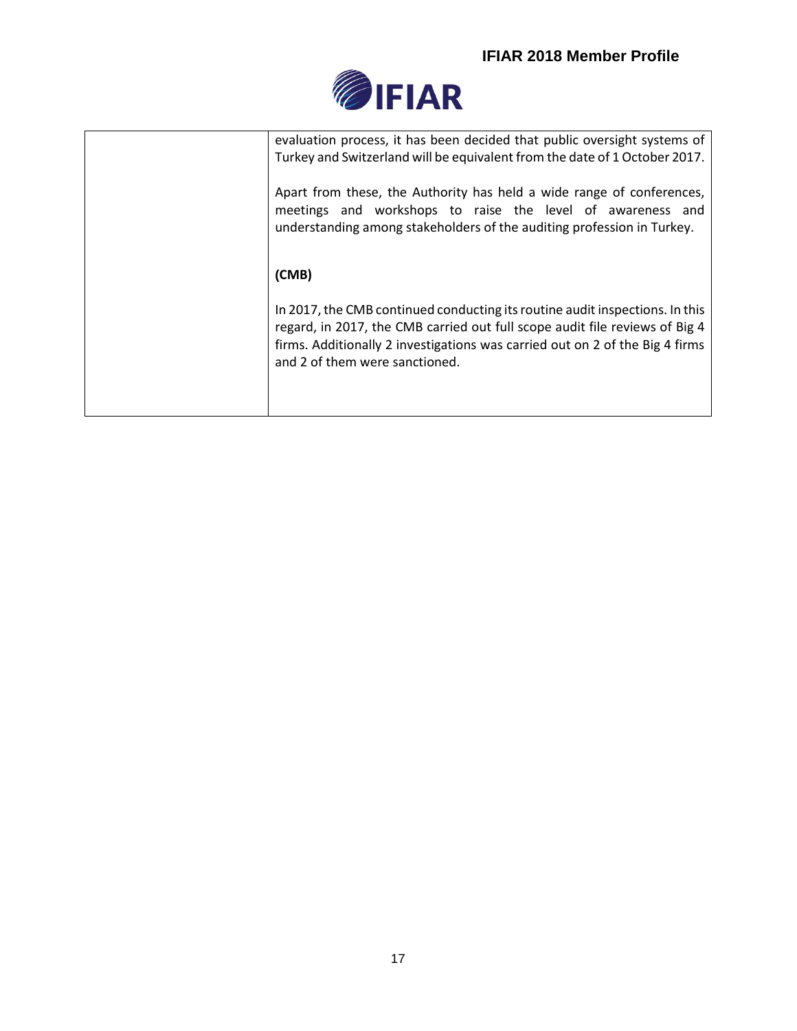| | |
|---|---|
| | evaluation process, it has been decided that public oversight systems of Turkey and Switzerland will be equivalent from the date of 1 October 2017.<br><br>Apart from these, the Authority has held a wide range of conferences, meetings and workshops to raise the level of awareness and understanding among stakeholders of the auditing profession in Turkey.<br><br>**(CMB)**<br><br>In 2017, the CMB continued conducting its routine audit inspections. In this regard, in 2017, the CMB carried out full scope audit file reviews of Big 4 firms. Additionally 2 investigations was carried out on 2 of the Big 4 firms and 2 of them were sanctioned. |